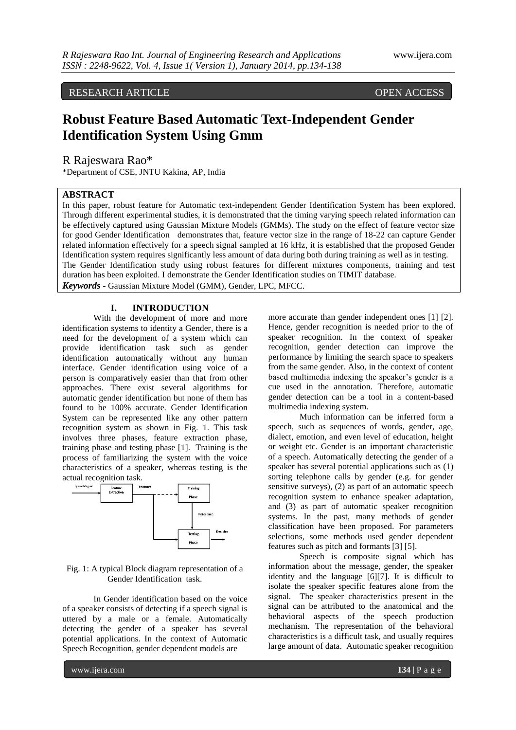RESEARCH ARTICLE OPEN ACCESS

# Robust Feature Based Automatic Text-Independent Gender Identification System Using Gmm

R Rajeswara Rao*

*Department of CSE, JNTU Kakina, AP, India

## ABSTRACT

In this paper, robust feature for Automatic text-independent Gender Identification System has been explored. Through different experimental studies, it is demonstrated that the timing varying speech related information can be effectively captured using Gaussian Mixture Models (GMMs). The study on the effect of feature vector size for good Gender Identification demonstrates that, feature vector size in the range of 18-22 can capture Gender related information effectively for a speech signal sampled at 16 kHz, it is established that the proposed Gender Identification system requires significantly less amount of data during both during training as well as in testing. The Gender Identification study using robust features for different mixtures components, training and test duration has been exploited. I demonstrate the Gender Identification studies on TIMIT database.

***Keywords*** **-** Gaussian Mixture Model (GMM), Gender, LPC, MFCC.

## I. INTRODUCTION

With the development of more and more identification systems to identity a Gender, there is a need for the development of a system which can provide identification task such as gender identification automatically without any human interface. Gender identification using voice of a person is comparatively easier than that from other approaches. There exist several algorithms for automatic gender identification but none of them has found to be 100% accurate. Gender Identification System can be represented like any other pattern recognition system as shown in Fig. 1. This task involves three phases, feature extraction phase, training phase and testing phase [1]. Training is the process of familiarizing the system with the voice characteristics of a speaker, whereas testing is the actual recognition task.

Fig. 1: A typical Block diagram representation of a Gender Identification task.

In Gender identification based on the voice of a speaker consists of detecting if a speech signal is uttered by a male or a female. Automatically detecting the gender of a speaker has several potential applications. In the context of Automatic Speech Recognition, gender dependent models are more accurate than gender independent ones [1] [2]. Hence, gender recognition is needed prior to the of speaker recognition. In the context of speaker recognition, gender detection can improve the performance by limiting the search space to speakers from the same gender. Also, in the context of content based multimedia indexing the speaker's gender is a cue used in the annotation. Therefore, automatic gender detection can be a tool in a content-based multimedia indexing system.

Much information can be inferred form a speech, such as sequences of words, gender, age, dialect, emotion, and even level of education, height or weight etc. Gender is an important characteristic of a speech. Automatically detecting the gender of a speaker has several potential applications such as (1) sorting telephone calls by gender (e.g. for gender sensitive surveys), (2) as part of an automatic speech recognition system to enhance speaker adaptation, and (3) as part of automatic speaker recognition systems. In the past, many methods of gender classification have been proposed. For parameters selections, some methods used gender dependent features such as pitch and formants [3] [5].

Speech is composite signal which has information about the message, gender, the speaker identity and the language [6][7]. It is difficult to isolate the speaker specific features alone from the signal. The speaker characteristics present in the signal can be attributed to the anatomical and the behavioral aspects of the speech production mechanism. The representation of the behavioral characteristics is a difficult task, and usually requires large amount of data. Automatic speaker recognition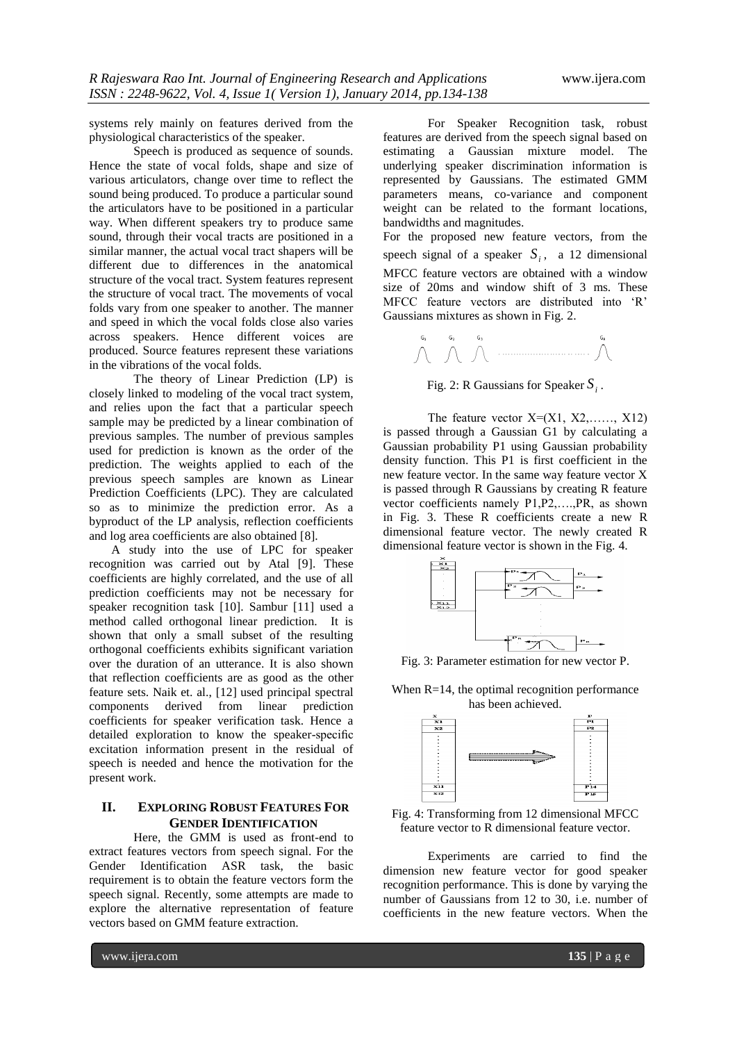systems rely mainly on features derived from the physiological characteristics of the speaker.

Speech is produced as sequence of sounds. Hence the state of vocal folds, shape and size of various articulators, change over time to reflect the sound being produced. To produce a particular sound the articulators have to be positioned in a particular way. When different speakers try to produce same sound, through their vocal tracts are positioned in a similar manner, the actual vocal tract shapers will be different due to differences in the anatomical structure of the vocal tract. System features represent the structure of vocal tract. The movements of vocal folds vary from one speaker to another. The manner and speed in which the vocal folds close also varies across speakers. Hence different voices are produced. Source features represent these variations in the vibrations of the vocal folds.

The theory of Linear Prediction (LP) is closely linked to modeling of the vocal tract system, and relies upon the fact that a particular speech sample may be predicted by a linear combination of previous samples. The number of previous samples used for prediction is known as the order of the prediction. The weights applied to each of the previous speech samples are known as Linear Prediction Coefficients (LPC). They are calculated so as to minimize the prediction error. As a byproduct of the LP analysis, reflection coefficients and log area coefficients are also obtained [8].

A study into the use of LPC for speaker recognition was carried out by Atal [9]. These coefficients are highly correlated, and the use of all prediction coefficients may not be necessary for speaker recognition task [10]. Sambur [11] used a method called orthogonal linear prediction. It is shown that only a small subset of the resulting orthogonal coefficients exhibits significant variation over the duration of an utterance. It is also shown that reflection coefficients are as good as the other feature sets. Naik et. al., [12] used principal spectral components derived from linear prediction coefficients for speaker verification task. Hence a detailed exploration to know the speaker-specific excitation information present in the residual of speech is needed and hence the motivation for the present work.

## II. Exploring Robust Features For Gender Identification

Here, the GMM is used as front-end to extract features vectors from speech signal. For the Gender Identification ASR task, the basic requirement is to obtain the feature vectors form the speech signal. Recently, some attempts are made to explore the alternative representation of feature vectors based on GMM feature extraction.

For Speaker Recognition task, robust features are derived from the speech signal based on estimating a Gaussian mixture model. The underlying speaker discrimination information is represented by Gaussians. The estimated GMM parameters means, co-variance and component weight can be related to the formant locations, bandwidths and magnitudes.

For the proposed new feature vectors, from the speech signal of a speaker $S_i$, a 12 dimensional MFCC feature vectors are obtained with a window size of 20ms and window shift of 3 ms. These MFCC feature vectors are distributed into 'R' Gaussians mixtures as shown in Fig. 2.

Fig. 2: R Gaussians for Speaker $S_i$.

The feature vector X=(X1, X2,……, X12) is passed through a Gaussian G1 by calculating a Gaussian probability P1 using Gaussian probability density function. This P1 is first coefficient in the new feature vector. In the same way feature vector X is passed through R Gaussians by creating R feature vector coefficients namely P1,P2,….,PR, as shown in Fig. 3. These R coefficients create a new R dimensional feature vector. The newly created R dimensional feature vector is shown in the Fig. 4.

Fig. 3: Parameter estimation for new vector P.

When R=14, the optimal recognition performance has been achieved.

Fig. 4: Transforming from 12 dimensional MFCC feature vector to R dimensional feature vector.

Experiments are carried to find the dimension new feature vector for good speaker recognition performance. This is done by varying the number of Gaussians from 12 to 30, i.e. number of coefficients in the new feature vectors. When the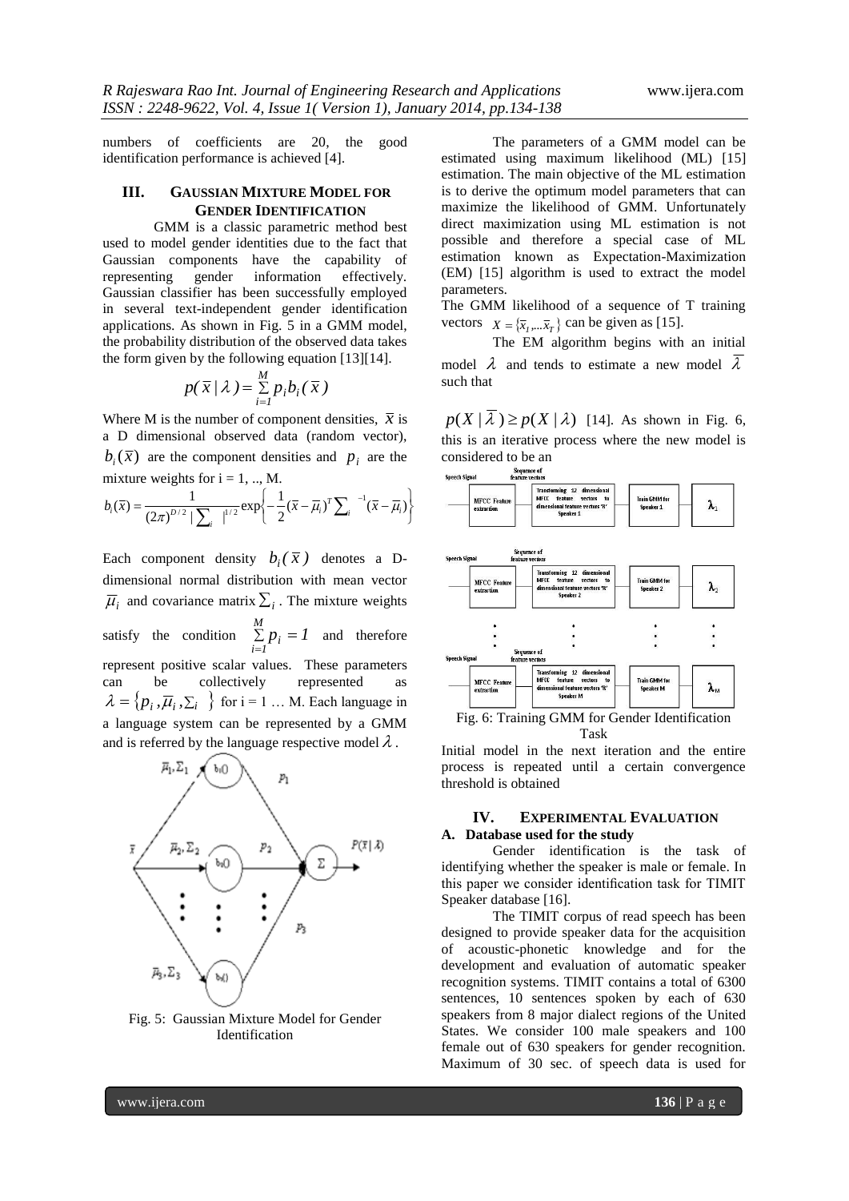numbers of coefficients are 20, the good identification performance is achieved [4].

## III. GAUSSIAN MIXTURE MODEL FOR GENDER IDENTIFICATION

GMM is a classic parametric method best used to model gender identities due to the fact that Gaussian components have the capability of representing gender information effectively. Gaussian classifier has been successfully employed in several text-independent gender identification applications. As shown in Fig. 5 in a GMM model, the probability distribution of the observed data takes the form given by the following equation [13][14].

$$p(\overline{x}\,|\,\lambda) = \sum_{i=1}^{M} p_i b_i(\overline{x})$$

Where M is the number of component densities, $\overline{x}$ is a D dimensional observed data (random vector), $b_i(\overline{x})$ are the component densities and $p_i$ are the mixture weights for i = 1, .., M.

$$b_i(\overline{x}) = \frac{1}{(2\pi)^{D/2}\,|\sum_i|^{1/2}} \exp\left\{-\frac{1}{2}(\overline{x}-\overline{\mu}_i)^T \sum_i^{-1} (\overline{x}-\overline{\mu}_i)\right\}$$

Each component density $b_i(\overline{x})$ denotes a D-dimensional normal distribution with mean vector $\overline{\mu}_i$ and covariance matrix $\sum_i$. The mixture weights satisfy the condition $\sum_{i=1}^{M} p_i = 1$ and therefore represent positive scalar values. These parameters can be collectively represented as $\lambda = \{p_i, \overline{\mu}_i, \sum_i\}$ for i = 1 … M. Each language in a language system can be represented by a GMM and is referred by the language respective model $\lambda$.

Fig. 5: Gaussian Mixture Model for Gender Identification

The parameters of a GMM model can be estimated using maximum likelihood (ML) [15] estimation. The main objective of the ML estimation is to derive the optimum model parameters that can maximize the likelihood of GMM. Unfortunately direct maximization using ML estimation is not possible and therefore a special case of ML estimation known as Expectation-Maximization (EM) [15] algorithm is used to extract the model parameters.

The GMM likelihood of a sequence of T training vectors $X = \{\overline{x}_1, \ldots \overline{x}_T\}$ can be given as [15].

The EM algorithm begins with an initial model $\lambda$ and tends to estimate a new model $\overline{\lambda}$ such that

$p(X\,|\,\overline{\lambda}) \geq p(X\,|\,\lambda)$ [14]. As shown in Fig. 6, this is an iterative process where the new model is considered to be an

Fig. 6: Training GMM for Gender Identification Task

Initial model in the next iteration and the entire process is repeated until a certain convergence threshold is obtained

## IV. EXPERIMENTAL EVALUATION

### A. Database used for the study

Gender identification is the task of identifying whether the speaker is male or female. In this paper we consider identification task for TIMIT Speaker database [16].

The TIMIT corpus of read speech has been designed to provide speaker data for the acquisition of acoustic-phonetic knowledge and for the development and evaluation of automatic speaker recognition systems. TIMIT contains a total of 6300 sentences, 10 sentences spoken by each of 630 speakers from 8 major dialect regions of the United States. We consider 100 male speakers and 100 female out of 630 speakers for gender recognition. Maximum of 30 sec. of speech data is used for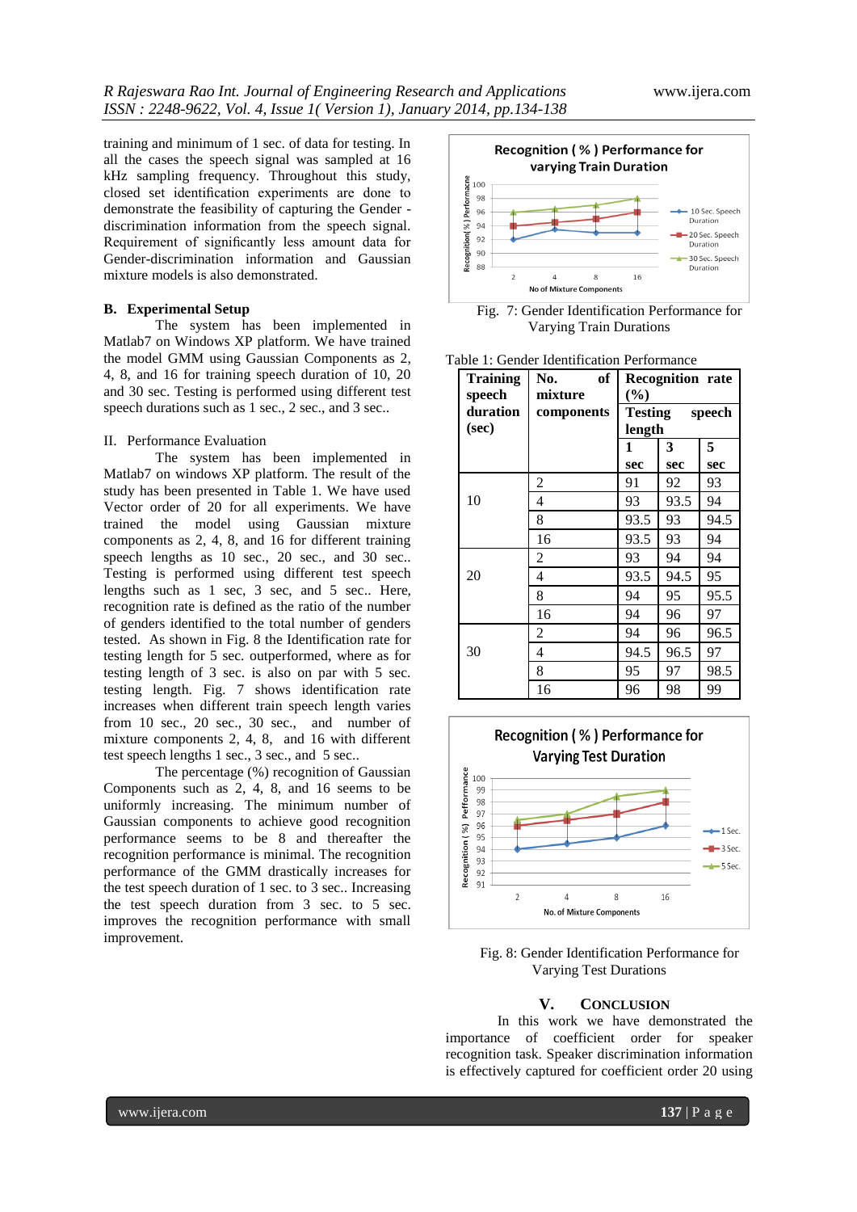training and minimum of 1 sec. of data for testing. In all the cases the speech signal was sampled at 16 kHz sampling frequency. Throughout this study, closed set identification experiments are done to demonstrate the feasibility of capturing the Gender - discrimination information from the speech signal. Requirement of significantly less amount data for Gender-discrimination information and Gaussian mixture models is also demonstrated.

### B. Experimental Setup

The system has been implemented in Matlab7 on Windows XP platform. We have trained the model GMM using Gaussian Components as 2, 4, 8, and 16 for training speech duration of 10, 20 and 30 sec. Testing is performed using different test speech durations such as 1 sec., 2 sec., and 3 sec..

## II. Performance Evaluation

The system has been implemented in Matlab7 on windows XP platform. The result of the study has been presented in Table 1. We have used Vector order of 20 for all experiments. We have trained the model using Gaussian mixture components as 2, 4, 8, and 16 for different training speech lengths as 10 sec., 20 sec., and 30 sec.. Testing is performed using different test speech lengths such as 1 sec, 3 sec, and 5 sec.. Here, recognition rate is defined as the ratio of the number of genders identified to the total number of genders tested. As shown in Fig. 8 the Identification rate for testing length for 5 sec. outperformed, where as for testing length of 3 sec. is also on par with 5 sec. testing length. Fig. 7 shows identification rate increases when different train speech length varies from 10 sec., 20 sec., 30 sec., and number of mixture components 2, 4, 8, and 16 with different test speech lengths 1 sec., 3 sec., and 5 sec..

The percentage (%) recognition of Gaussian Components such as 2, 4, 8, and 16 seems to be uniformly increasing. The minimum number of Gaussian components to achieve good recognition performance seems to be 8 and thereafter the recognition performance is minimal. The recognition performance of the GMM drastically increases for the test speech duration of 1 sec. to 3 sec.. Increasing the test speech duration from 3 sec. to 5 sec. improves the recognition performance with small improvement.

Fig. 7: Gender Identification Performance for Varying Train Durations

Table 1: Gender Identification Performance

| Training speech duration (sec) | No. of mixture components | Recognition rate (%) Testing speech length | | |
|---|---|---|---|---|
| | | 1 sec | 3 sec | 5 sec |
| 10 | 2 | 91 | 92 | 93 |
| | 4 | 93 | 93.5 | 94 |
| | 8 | 93.5 | 93 | 94.5 |
| | 16 | 93.5 | 93 | 94 |
| 20 | 2 | 93 | 94 | 94 |
| | 4 | 93.5 | 94.5 | 95 |
| | 8 | 94 | 95 | 95.5 |
| | 16 | 94 | 96 | 97 |
| 30 | 2 | 94 | 96 | 96.5 |
| | 4 | 94.5 | 96.5 | 97 |
| | 8 | 95 | 97 | 98.5 |
| | 16 | 96 | 98 | 99 |

Fig. 8: Gender Identification Performance for Varying Test Durations

## V. Conclusion

In this work we have demonstrated the importance of coefficient order for speaker recognition task. Speaker discrimination information is effectively captured for coefficient order 20 using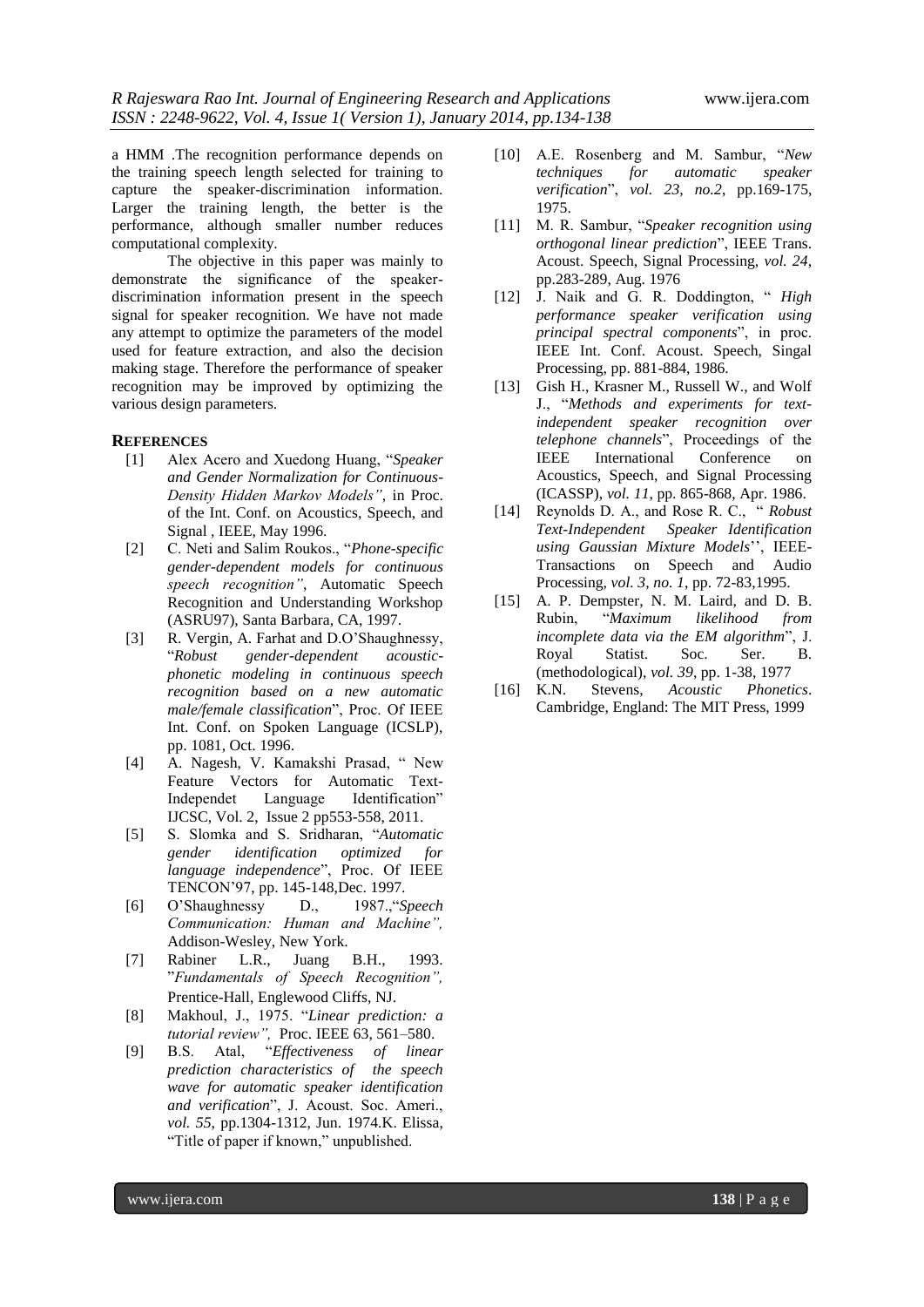a HMM .The recognition performance depends on the training speech length selected for training to capture the speaker-discrimination information. Larger the training length, the better is the performance, although smaller number reduces computational complexity.

The objective in this paper was mainly to demonstrate the significance of the speaker-discrimination information present in the speech signal for speaker recognition. We have not made any attempt to optimize the parameters of the model used for feature extraction, and also the decision making stage. Therefore the performance of speaker recognition may be improved by optimizing the various design parameters.

## REFERENCES

[1] Alex Acero and Xuedong Huang, "*Speaker and Gender Normalization for Continuous-Density Hidden Markov Models"*, in Proc. of the Int. Conf. on Acoustics, Speech, and Signal , IEEE, May 1996.

[2] C. Neti and Salim Roukos., "*Phone-specific gender-dependent models for continuous speech recognition"*, Automatic Speech Recognition and Understanding Workshop (ASRU97), Santa Barbara, CA, 1997.

[3] R. Vergin, A. Farhat and D.O'Shaughnessy, "*Robust gender-dependent acoustic-phonetic modeling in continuous speech recognition based on a new automatic male/female classification*", Proc. Of IEEE Int. Conf. on Spoken Language (ICSLP), pp. 1081, Oct. 1996.

[4] A. Nagesh, V. Kamakshi Prasad, " New Feature Vectors for Automatic Text-Independet Language Identification" IJCSC, Vol. 2, Issue 2 pp553-558, 2011.

[5] S. Slomka and S. Sridharan, "*Automatic gender identification optimized for language independence*", Proc. Of IEEE TENCON'97, pp. 145-148,Dec. 1997.

[6] O'Shaughnessy D., 1987.,"*Speech Communication: Human and Machine",* Addison-Wesley, New York.

[7] Rabiner L.R., Juang B.H., 1993. "*Fundamentals of Speech Recognition",* Prentice-Hall, Englewood Cliffs, NJ.

[8] Makhoul, J., 1975. "*Linear prediction: a tutorial review",* Proc. IEEE 63, 561–580.

[9] B.S. Atal, "*Effectiveness of linear prediction characteristics of the speech wave for automatic speaker identification and verification*", J. Acoust. Soc. Ameri., *vol. 55*, pp.1304-1312, Jun. 1974.K. Elissa, "Title of paper if known," unpublished.

[10] A.E. Rosenberg and M. Sambur, "*New techniques for automatic speaker verification*", *vol. 23, no.2*, pp.169-175, 1975.

[11] M. R. Sambur, "*Speaker recognition using orthogonal linear prediction*", IEEE Trans. Acoust. Speech, Signal Processing, *vol. 24*, pp.283-289, Aug. 1976

[12] J. Naik and G. R. Doddington, " *High performance speaker verification using principal spectral components*", in proc. IEEE Int. Conf. Acoust. Speech, Singal Processing, pp. 881-884, 1986.

[13] Gish H., Krasner M., Russell W., and Wolf J., "*Methods and experiments for text-independent speaker recognition over telephone channels*", Proceedings of the IEEE International Conference on Acoustics, Speech, and Signal Processing (ICASSP), *vol. 11*, pp. 865-868, Apr. 1986.

[14] Reynolds D. A., and Rose R. C., " *Robust Text-Independent Speaker Identification using Gaussian Mixture Models*'', IEEE-Transactions on Speech and Audio Processing, *vol. 3, no. 1*, pp. 72-83,1995.

[15] A. P. Dempster, N. M. Laird, and D. B. Rubin, "*Maximum likelihood from incomplete data via the EM algorithm*", J. Royal Statist. Soc. Ser. B. (methodological), *vol. 39*, pp. 1-38, 1977

[16] K.N. Stevens, *Acoustic Phonetics*. Cambridge, England: The MIT Press, 1999